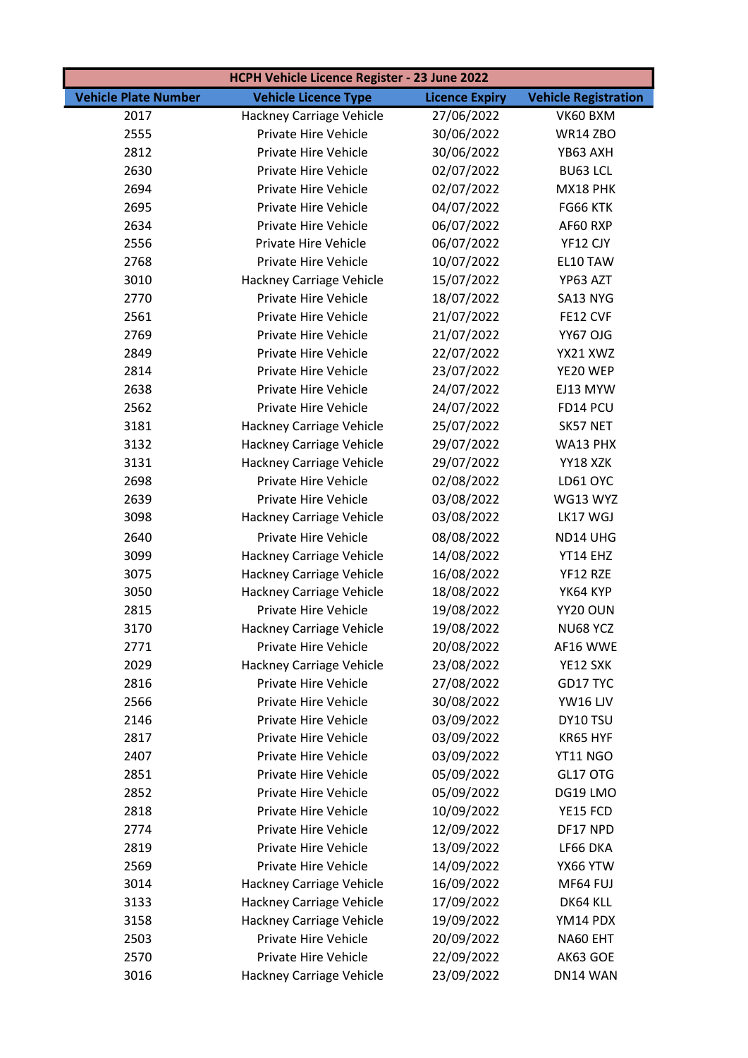| HCPH Vehicle Licence Register - 23 June 2022 | | | |
|---|---|---|---|
| **Vehicle Plate Number** | **Vehicle Licence Type** | **Licence Expiry** | **Vehicle Registration** |
| 2017 | Hackney Carriage Vehicle | 27/06/2022 | VK60 BXM |
| 2555 | Private Hire Vehicle | 30/06/2022 | WR14 ZBO |
| 2812 | Private Hire Vehicle | 30/06/2022 | YB63 AXH |
| 2630 | Private Hire Vehicle | 02/07/2022 | BU63 LCL |
| 2694 | Private Hire Vehicle | 02/07/2022 | MX18 PHK |
| 2695 | Private Hire Vehicle | 04/07/2022 | FG66 KTK |
| 2634 | Private Hire Vehicle | 06/07/2022 | AF60 RXP |
| 2556 | Private Hire Vehicle | 06/07/2022 | YF12 CJY |
| 2768 | Private Hire Vehicle | 10/07/2022 | EL10 TAW |
| 3010 | Hackney Carriage Vehicle | 15/07/2022 | YP63 AZT |
| 2770 | Private Hire Vehicle | 18/07/2022 | SA13 NYG |
| 2561 | Private Hire Vehicle | 21/07/2022 | FE12 CVF |
| 2769 | Private Hire Vehicle | 21/07/2022 | YY67 OJG |
| 2849 | Private Hire Vehicle | 22/07/2022 | YX21 XWZ |
| 2814 | Private Hire Vehicle | 23/07/2022 | YE20 WEP |
| 2638 | Private Hire Vehicle | 24/07/2022 | EJ13 MYW |
| 2562 | Private Hire Vehicle | 24/07/2022 | FD14 PCU |
| 3181 | Hackney Carriage Vehicle | 25/07/2022 | SK57 NET |
| 3132 | Hackney Carriage Vehicle | 29/07/2022 | WA13 PHX |
| 3131 | Hackney Carriage Vehicle | 29/07/2022 | YY18 XZK |
| 2698 | Private Hire Vehicle | 02/08/2022 | LD61 OYC |
| 2639 | Private Hire Vehicle | 03/08/2022 | WG13 WYZ |
| 3098 | Hackney Carriage Vehicle | 03/08/2022 | LK17 WGJ |
| 2640 | Private Hire Vehicle | 08/08/2022 | ND14 UHG |
| 3099 | Hackney Carriage Vehicle | 14/08/2022 | YT14 EHZ |
| 3075 | Hackney Carriage Vehicle | 16/08/2022 | YF12 RZE |
| 3050 | Hackney Carriage Vehicle | 18/08/2022 | YK64 KYP |
| 2815 | Private Hire Vehicle | 19/08/2022 | YY20 OUN |
| 3170 | Hackney Carriage Vehicle | 19/08/2022 | NU68 YCZ |
| 2771 | Private Hire Vehicle | 20/08/2022 | AF16 WWE |
| 2029 | Hackney Carriage Vehicle | 23/08/2022 | YE12 SXK |
| 2816 | Private Hire Vehicle | 27/08/2022 | GD17 TYC |
| 2566 | Private Hire Vehicle | 30/08/2022 | YW16 LJV |
| 2146 | Private Hire Vehicle | 03/09/2022 | DY10 TSU |
| 2817 | Private Hire Vehicle | 03/09/2022 | KR65 HYF |
| 2407 | Private Hire Vehicle | 03/09/2022 | YT11 NGO |
| 2851 | Private Hire Vehicle | 05/09/2022 | GL17 OTG |
| 2852 | Private Hire Vehicle | 05/09/2022 | DG19 LMO |
| 2818 | Private Hire Vehicle | 10/09/2022 | YE15 FCD |
| 2774 | Private Hire Vehicle | 12/09/2022 | DF17 NPD |
| 2819 | Private Hire Vehicle | 13/09/2022 | LF66 DKA |
| 2569 | Private Hire Vehicle | 14/09/2022 | YX66 YTW |
| 3014 | Hackney Carriage Vehicle | 16/09/2022 | MF64 FUJ |
| 3133 | Hackney Carriage Vehicle | 17/09/2022 | DK64 KLL |
| 3158 | Hackney Carriage Vehicle | 19/09/2022 | YM14 PDX |
| 2503 | Private Hire Vehicle | 20/09/2022 | NA60 EHT |
| 2570 | Private Hire Vehicle | 22/09/2022 | AK63 GOE |
| 3016 | Hackney Carriage Vehicle | 23/09/2022 | DN14 WAN |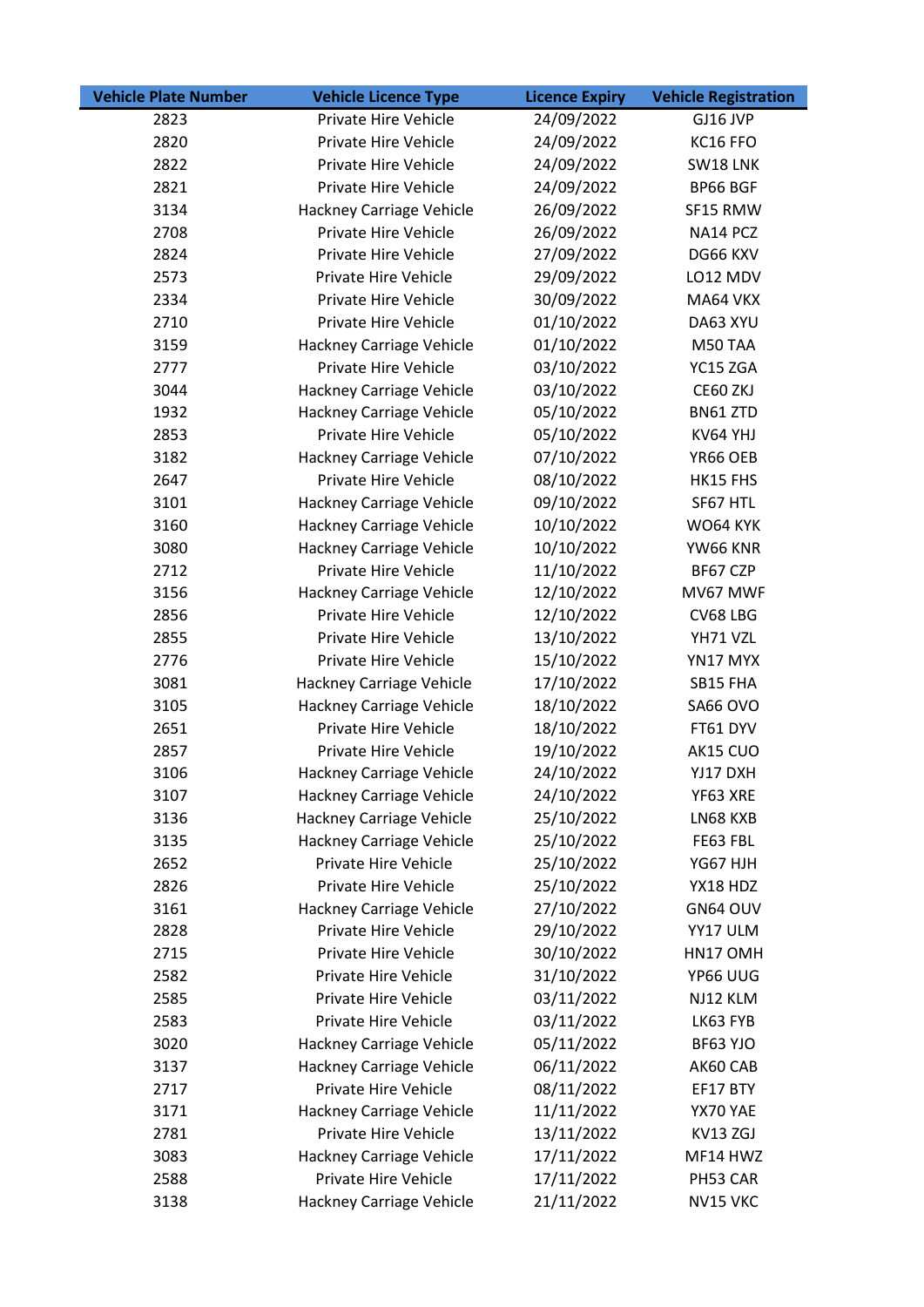| Vehicle Plate Number | Vehicle Licence Type | Licence Expiry | Vehicle Registration |
|---|---|---|---|
| 2823 | Private Hire Vehicle | 24/09/2022 | GJ16 JVP |
| 2820 | Private Hire Vehicle | 24/09/2022 | KC16 FFO |
| 2822 | Private Hire Vehicle | 24/09/2022 | SW18 LNK |
| 2821 | Private Hire Vehicle | 24/09/2022 | BP66 BGF |
| 3134 | Hackney Carriage Vehicle | 26/09/2022 | SF15 RMW |
| 2708 | Private Hire Vehicle | 26/09/2022 | NA14 PCZ |
| 2824 | Private Hire Vehicle | 27/09/2022 | DG66 KXV |
| 2573 | Private Hire Vehicle | 29/09/2022 | LO12 MDV |
| 2334 | Private Hire Vehicle | 30/09/2022 | MA64 VKX |
| 2710 | Private Hire Vehicle | 01/10/2022 | DA63 XYU |
| 3159 | Hackney Carriage Vehicle | 01/10/2022 | M50 TAA |
| 2777 | Private Hire Vehicle | 03/10/2022 | YC15 ZGA |
| 3044 | Hackney Carriage Vehicle | 03/10/2022 | CE60 ZKJ |
| 1932 | Hackney Carriage Vehicle | 05/10/2022 | BN61 ZTD |
| 2853 | Private Hire Vehicle | 05/10/2022 | KV64 YHJ |
| 3182 | Hackney Carriage Vehicle | 07/10/2022 | YR66 OEB |
| 2647 | Private Hire Vehicle | 08/10/2022 | HK15 FHS |
| 3101 | Hackney Carriage Vehicle | 09/10/2022 | SF67 HTL |
| 3160 | Hackney Carriage Vehicle | 10/10/2022 | WO64 KYK |
| 3080 | Hackney Carriage Vehicle | 10/10/2022 | YW66 KNR |
| 2712 | Private Hire Vehicle | 11/10/2022 | BF67 CZP |
| 3156 | Hackney Carriage Vehicle | 12/10/2022 | MV67 MWF |
| 2856 | Private Hire Vehicle | 12/10/2022 | CV68 LBG |
| 2855 | Private Hire Vehicle | 13/10/2022 | YH71 VZL |
| 2776 | Private Hire Vehicle | 15/10/2022 | YN17 MYX |
| 3081 | Hackney Carriage Vehicle | 17/10/2022 | SB15 FHA |
| 3105 | Hackney Carriage Vehicle | 18/10/2022 | SA66 OVO |
| 2651 | Private Hire Vehicle | 18/10/2022 | FT61 DYV |
| 2857 | Private Hire Vehicle | 19/10/2022 | AK15 CUO |
| 3106 | Hackney Carriage Vehicle | 24/10/2022 | YJ17 DXH |
| 3107 | Hackney Carriage Vehicle | 24/10/2022 | YF63 XRE |
| 3136 | Hackney Carriage Vehicle | 25/10/2022 | LN68 KXB |
| 3135 | Hackney Carriage Vehicle | 25/10/2022 | FE63 FBL |
| 2652 | Private Hire Vehicle | 25/10/2022 | YG67 HJH |
| 2826 | Private Hire Vehicle | 25/10/2022 | YX18 HDZ |
| 3161 | Hackney Carriage Vehicle | 27/10/2022 | GN64 OUV |
| 2828 | Private Hire Vehicle | 29/10/2022 | YY17 ULM |
| 2715 | Private Hire Vehicle | 30/10/2022 | HN17 OMH |
| 2582 | Private Hire Vehicle | 31/10/2022 | YP66 UUG |
| 2585 | Private Hire Vehicle | 03/11/2022 | NJ12 KLM |
| 2583 | Private Hire Vehicle | 03/11/2022 | LK63 FYB |
| 3020 | Hackney Carriage Vehicle | 05/11/2022 | BF63 YJO |
| 3137 | Hackney Carriage Vehicle | 06/11/2022 | AK60 CAB |
| 2717 | Private Hire Vehicle | 08/11/2022 | EF17 BTY |
| 3171 | Hackney Carriage Vehicle | 11/11/2022 | YX70 YAE |
| 2781 | Private Hire Vehicle | 13/11/2022 | KV13 ZGJ |
| 3083 | Hackney Carriage Vehicle | 17/11/2022 | MF14 HWZ |
| 2588 | Private Hire Vehicle | 17/11/2022 | PH53 CAR |
| 3138 | Hackney Carriage Vehicle | 21/11/2022 | NV15 VKC |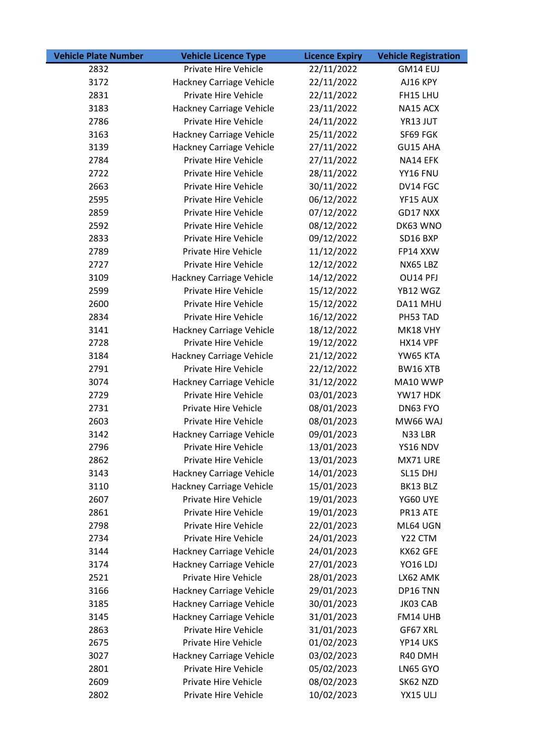| Vehicle Plate Number | Vehicle Licence Type | Licence Expiry | Vehicle Registration |
|---|---|---|---|
| 2832 | Private Hire Vehicle | 22/11/2022 | GM14 EUJ |
| 3172 | Hackney Carriage Vehicle | 22/11/2022 | AJ16 KPY |
| 2831 | Private Hire Vehicle | 22/11/2022 | FH15 LHU |
| 3183 | Hackney Carriage Vehicle | 23/11/2022 | NA15 ACX |
| 2786 | Private Hire Vehicle | 24/11/2022 | YR13 JUT |
| 3163 | Hackney Carriage Vehicle | 25/11/2022 | SF69 FGK |
| 3139 | Hackney Carriage Vehicle | 27/11/2022 | GU15 AHA |
| 2784 | Private Hire Vehicle | 27/11/2022 | NA14 EFK |
| 2722 | Private Hire Vehicle | 28/11/2022 | YY16 FNU |
| 2663 | Private Hire Vehicle | 30/11/2022 | DV14 FGC |
| 2595 | Private Hire Vehicle | 06/12/2022 | YF15 AUX |
| 2859 | Private Hire Vehicle | 07/12/2022 | GD17 NXX |
| 2592 | Private Hire Vehicle | 08/12/2022 | DK63 WNO |
| 2833 | Private Hire Vehicle | 09/12/2022 | SD16 BXP |
| 2789 | Private Hire Vehicle | 11/12/2022 | FP14 XXW |
| 2727 | Private Hire Vehicle | 12/12/2022 | NX65 LBZ |
| 3109 | Hackney Carriage Vehicle | 14/12/2022 | OU14 PFJ |
| 2599 | Private Hire Vehicle | 15/12/2022 | YB12 WGZ |
| 2600 | Private Hire Vehicle | 15/12/2022 | DA11 MHU |
| 2834 | Private Hire Vehicle | 16/12/2022 | PH53 TAD |
| 3141 | Hackney Carriage Vehicle | 18/12/2022 | MK18 VHY |
| 2728 | Private Hire Vehicle | 19/12/2022 | HX14 VPF |
| 3184 | Hackney Carriage Vehicle | 21/12/2022 | YW65 KTA |
| 2791 | Private Hire Vehicle | 22/12/2022 | BW16 XTB |
| 3074 | Hackney Carriage Vehicle | 31/12/2022 | MA10 WWP |
| 2729 | Private Hire Vehicle | 03/01/2023 | YW17 HDK |
| 2731 | Private Hire Vehicle | 08/01/2023 | DN63 FYO |
| 2603 | Private Hire Vehicle | 08/01/2023 | MW66 WAJ |
| 3142 | Hackney Carriage Vehicle | 09/01/2023 | N33 LBR |
| 2796 | Private Hire Vehicle | 13/01/2023 | YS16 NDV |
| 2862 | Private Hire Vehicle | 13/01/2023 | MX71 URE |
| 3143 | Hackney Carriage Vehicle | 14/01/2023 | SL15 DHJ |
| 3110 | Hackney Carriage Vehicle | 15/01/2023 | BK13 BLZ |
| 2607 | Private Hire Vehicle | 19/01/2023 | YG60 UYE |
| 2861 | Private Hire Vehicle | 19/01/2023 | PR13 ATE |
| 2798 | Private Hire Vehicle | 22/01/2023 | ML64 UGN |
| 2734 | Private Hire Vehicle | 24/01/2023 | Y22 CTM |
| 3144 | Hackney Carriage Vehicle | 24/01/2023 | KX62 GFE |
| 3174 | Hackney Carriage Vehicle | 27/01/2023 | YO16 LDJ |
| 2521 | Private Hire Vehicle | 28/01/2023 | LX62 AMK |
| 3166 | Hackney Carriage Vehicle | 29/01/2023 | DP16 TNN |
| 3185 | Hackney Carriage Vehicle | 30/01/2023 | JK03 CAB |
| 3145 | Hackney Carriage Vehicle | 31/01/2023 | FM14 UHB |
| 2863 | Private Hire Vehicle | 31/01/2023 | GF67 XRL |
| 2675 | Private Hire Vehicle | 01/02/2023 | YP14 UKS |
| 3027 | Hackney Carriage Vehicle | 03/02/2023 | R40 DMH |
| 2801 | Private Hire Vehicle | 05/02/2023 | LN65 GYO |
| 2609 | Private Hire Vehicle | 08/02/2023 | SK62 NZD |
| 2802 | Private Hire Vehicle | 10/02/2023 | YX15 ULJ |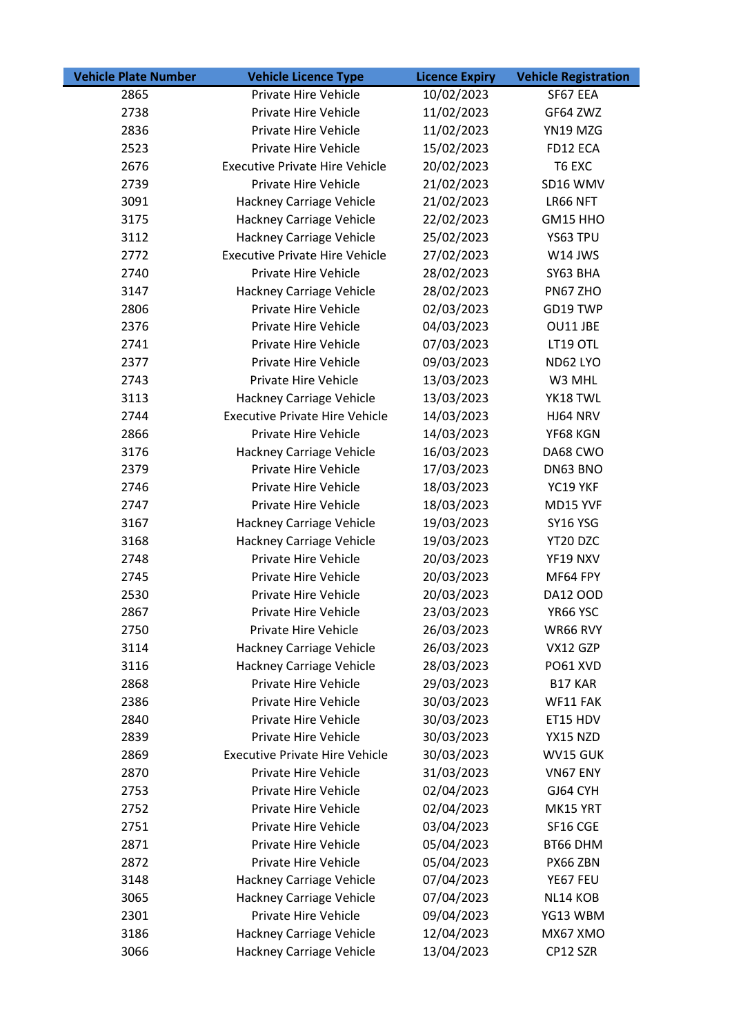| Vehicle Plate Number | Vehicle Licence Type | Licence Expiry | Vehicle Registration |
|---|---|---|---|
| 2865 | Private Hire Vehicle | 10/02/2023 | SF67 EEA |
| 2738 | Private Hire Vehicle | 11/02/2023 | GF64 ZWZ |
| 2836 | Private Hire Vehicle | 11/02/2023 | YN19 MZG |
| 2523 | Private Hire Vehicle | 15/02/2023 | FD12 ECA |
| 2676 | Executive Private Hire Vehicle | 20/02/2023 | T6 EXC |
| 2739 | Private Hire Vehicle | 21/02/2023 | SD16 WMV |
| 3091 | Hackney Carriage Vehicle | 21/02/2023 | LR66 NFT |
| 3175 | Hackney Carriage Vehicle | 22/02/2023 | GM15 HHO |
| 3112 | Hackney Carriage Vehicle | 25/02/2023 | YS63 TPU |
| 2772 | Executive Private Hire Vehicle | 27/02/2023 | W14 JWS |
| 2740 | Private Hire Vehicle | 28/02/2023 | SY63 BHA |
| 3147 | Hackney Carriage Vehicle | 28/02/2023 | PN67 ZHO |
| 2806 | Private Hire Vehicle | 02/03/2023 | GD19 TWP |
| 2376 | Private Hire Vehicle | 04/03/2023 | OU11 JBE |
| 2741 | Private Hire Vehicle | 07/03/2023 | LT19 OTL |
| 2377 | Private Hire Vehicle | 09/03/2023 | ND62 LYO |
| 2743 | Private Hire Vehicle | 13/03/2023 | W3 MHL |
| 3113 | Hackney Carriage Vehicle | 13/03/2023 | YK18 TWL |
| 2744 | Executive Private Hire Vehicle | 14/03/2023 | HJ64 NRV |
| 2866 | Private Hire Vehicle | 14/03/2023 | YF68 KGN |
| 3176 | Hackney Carriage Vehicle | 16/03/2023 | DA68 CWO |
| 2379 | Private Hire Vehicle | 17/03/2023 | DN63 BNO |
| 2746 | Private Hire Vehicle | 18/03/2023 | YC19 YKF |
| 2747 | Private Hire Vehicle | 18/03/2023 | MD15 YVF |
| 3167 | Hackney Carriage Vehicle | 19/03/2023 | SY16 YSG |
| 3168 | Hackney Carriage Vehicle | 19/03/2023 | YT20 DZC |
| 2748 | Private Hire Vehicle | 20/03/2023 | YF19 NXV |
| 2745 | Private Hire Vehicle | 20/03/2023 | MF64 FPY |
| 2530 | Private Hire Vehicle | 20/03/2023 | DA12 OOD |
| 2867 | Private Hire Vehicle | 23/03/2023 | YR66 YSC |
| 2750 | Private Hire Vehicle | 26/03/2023 | WR66 RVY |
| 3114 | Hackney Carriage Vehicle | 26/03/2023 | VX12 GZP |
| 3116 | Hackney Carriage Vehicle | 28/03/2023 | PO61 XVD |
| 2868 | Private Hire Vehicle | 29/03/2023 | B17 KAR |
| 2386 | Private Hire Vehicle | 30/03/2023 | WF11 FAK |
| 2840 | Private Hire Vehicle | 30/03/2023 | ET15 HDV |
| 2839 | Private Hire Vehicle | 30/03/2023 | YX15 NZD |
| 2869 | Executive Private Hire Vehicle | 30/03/2023 | WV15 GUK |
| 2870 | Private Hire Vehicle | 31/03/2023 | VN67 ENY |
| 2753 | Private Hire Vehicle | 02/04/2023 | GJ64 CYH |
| 2752 | Private Hire Vehicle | 02/04/2023 | MK15 YRT |
| 2751 | Private Hire Vehicle | 03/04/2023 | SF16 CGE |
| 2871 | Private Hire Vehicle | 05/04/2023 | BT66 DHM |
| 2872 | Private Hire Vehicle | 05/04/2023 | PX66 ZBN |
| 3148 | Hackney Carriage Vehicle | 07/04/2023 | YE67 FEU |
| 3065 | Hackney Carriage Vehicle | 07/04/2023 | NL14 KOB |
| 2301 | Private Hire Vehicle | 09/04/2023 | YG13 WBM |
| 3186 | Hackney Carriage Vehicle | 12/04/2023 | MX67 XMO |
| 3066 | Hackney Carriage Vehicle | 13/04/2023 | CP12 SZR |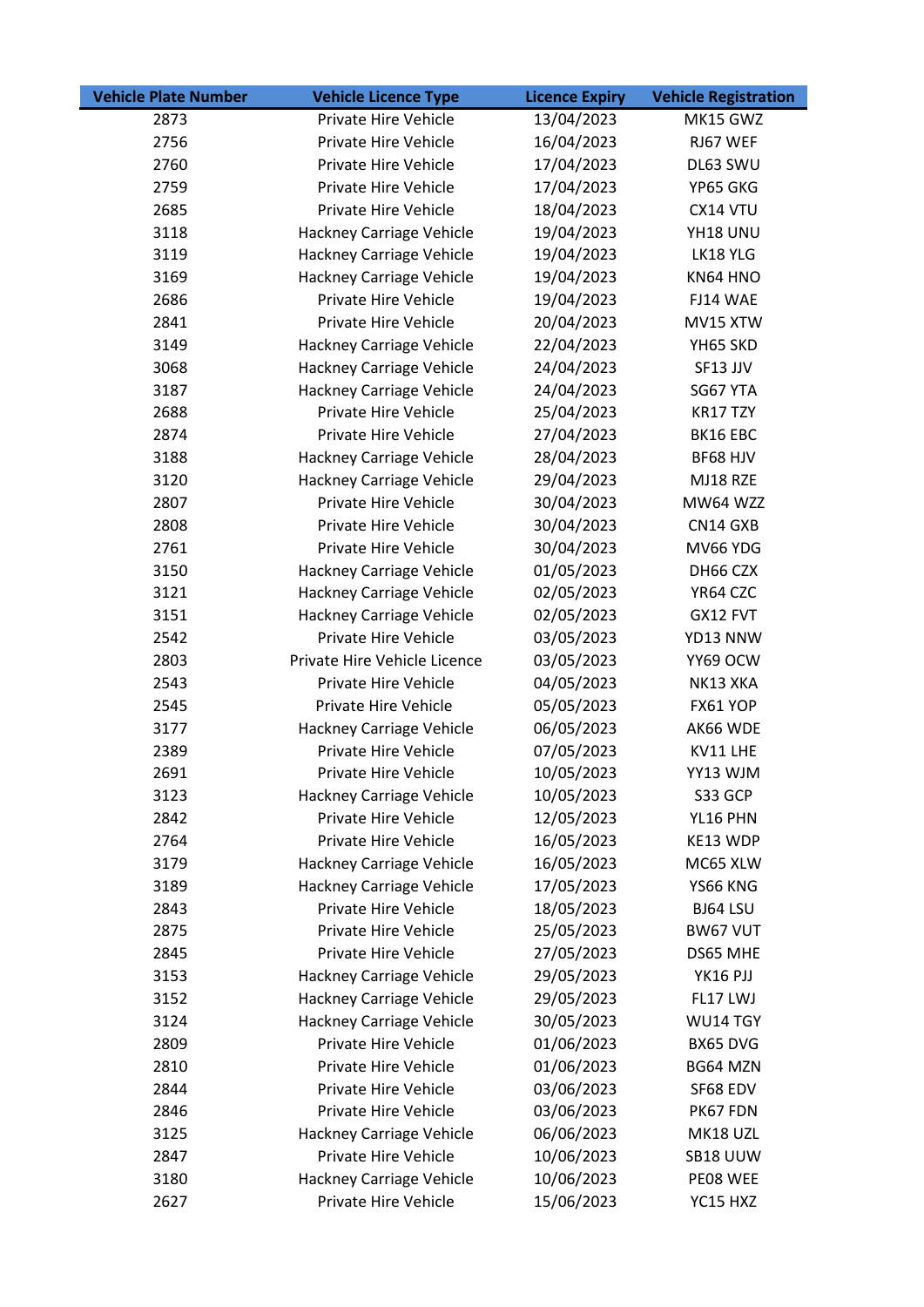| Vehicle Plate Number | Vehicle Licence Type | Licence Expiry | Vehicle Registration |
|---|---|---|---|
| 2873 | Private Hire Vehicle | 13/04/2023 | MK15 GWZ |
| 2756 | Private Hire Vehicle | 16/04/2023 | RJ67 WEF |
| 2760 | Private Hire Vehicle | 17/04/2023 | DL63 SWU |
| 2759 | Private Hire Vehicle | 17/04/2023 | YP65 GKG |
| 2685 | Private Hire Vehicle | 18/04/2023 | CX14 VTU |
| 3118 | Hackney Carriage Vehicle | 19/04/2023 | YH18 UNU |
| 3119 | Hackney Carriage Vehicle | 19/04/2023 | LK18 YLG |
| 3169 | Hackney Carriage Vehicle | 19/04/2023 | KN64 HNO |
| 2686 | Private Hire Vehicle | 19/04/2023 | FJ14 WAE |
| 2841 | Private Hire Vehicle | 20/04/2023 | MV15 XTW |
| 3149 | Hackney Carriage Vehicle | 22/04/2023 | YH65 SKD |
| 3068 | Hackney Carriage Vehicle | 24/04/2023 | SF13 JJV |
| 3187 | Hackney Carriage Vehicle | 24/04/2023 | SG67 YTA |
| 2688 | Private Hire Vehicle | 25/04/2023 | KR17 TZY |
| 2874 | Private Hire Vehicle | 27/04/2023 | BK16 EBC |
| 3188 | Hackney Carriage Vehicle | 28/04/2023 | BF68 HJV |
| 3120 | Hackney Carriage Vehicle | 29/04/2023 | MJ18 RZE |
| 2807 | Private Hire Vehicle | 30/04/2023 | MW64 WZZ |
| 2808 | Private Hire Vehicle | 30/04/2023 | CN14 GXB |
| 2761 | Private Hire Vehicle | 30/04/2023 | MV66 YDG |
| 3150 | Hackney Carriage Vehicle | 01/05/2023 | DH66 CZX |
| 3121 | Hackney Carriage Vehicle | 02/05/2023 | YR64 CZC |
| 3151 | Hackney Carriage Vehicle | 02/05/2023 | GX12 FVT |
| 2542 | Private Hire Vehicle | 03/05/2023 | YD13 NNW |
| 2803 | Private Hire Vehicle Licence | 03/05/2023 | YY69 OCW |
| 2543 | Private Hire Vehicle | 04/05/2023 | NK13 XKA |
| 2545 | Private Hire Vehicle | 05/05/2023 | FX61 YOP |
| 3177 | Hackney Carriage Vehicle | 06/05/2023 | AK66 WDE |
| 2389 | Private Hire Vehicle | 07/05/2023 | KV11 LHE |
| 2691 | Private Hire Vehicle | 10/05/2023 | YY13 WJM |
| 3123 | Hackney Carriage Vehicle | 10/05/2023 | S33 GCP |
| 2842 | Private Hire Vehicle | 12/05/2023 | YL16 PHN |
| 2764 | Private Hire Vehicle | 16/05/2023 | KE13 WDP |
| 3179 | Hackney Carriage Vehicle | 16/05/2023 | MC65 XLW |
| 3189 | Hackney Carriage Vehicle | 17/05/2023 | YS66 KNG |
| 2843 | Private Hire Vehicle | 18/05/2023 | BJ64 LSU |
| 2875 | Private Hire Vehicle | 25/05/2023 | BW67 VUT |
| 2845 | Private Hire Vehicle | 27/05/2023 | DS65 MHE |
| 3153 | Hackney Carriage Vehicle | 29/05/2023 | YK16 PJJ |
| 3152 | Hackney Carriage Vehicle | 29/05/2023 | FL17 LWJ |
| 3124 | Hackney Carriage Vehicle | 30/05/2023 | WU14 TGY |
| 2809 | Private Hire Vehicle | 01/06/2023 | BX65 DVG |
| 2810 | Private Hire Vehicle | 01/06/2023 | BG64 MZN |
| 2844 | Private Hire Vehicle | 03/06/2023 | SF68 EDV |
| 2846 | Private Hire Vehicle | 03/06/2023 | PK67 FDN |
| 3125 | Hackney Carriage Vehicle | 06/06/2023 | MK18 UZL |
| 2847 | Private Hire Vehicle | 10/06/2023 | SB18 UUW |
| 3180 | Hackney Carriage Vehicle | 10/06/2023 | PE08 WEE |
| 2627 | Private Hire Vehicle | 15/06/2023 | YC15 HXZ |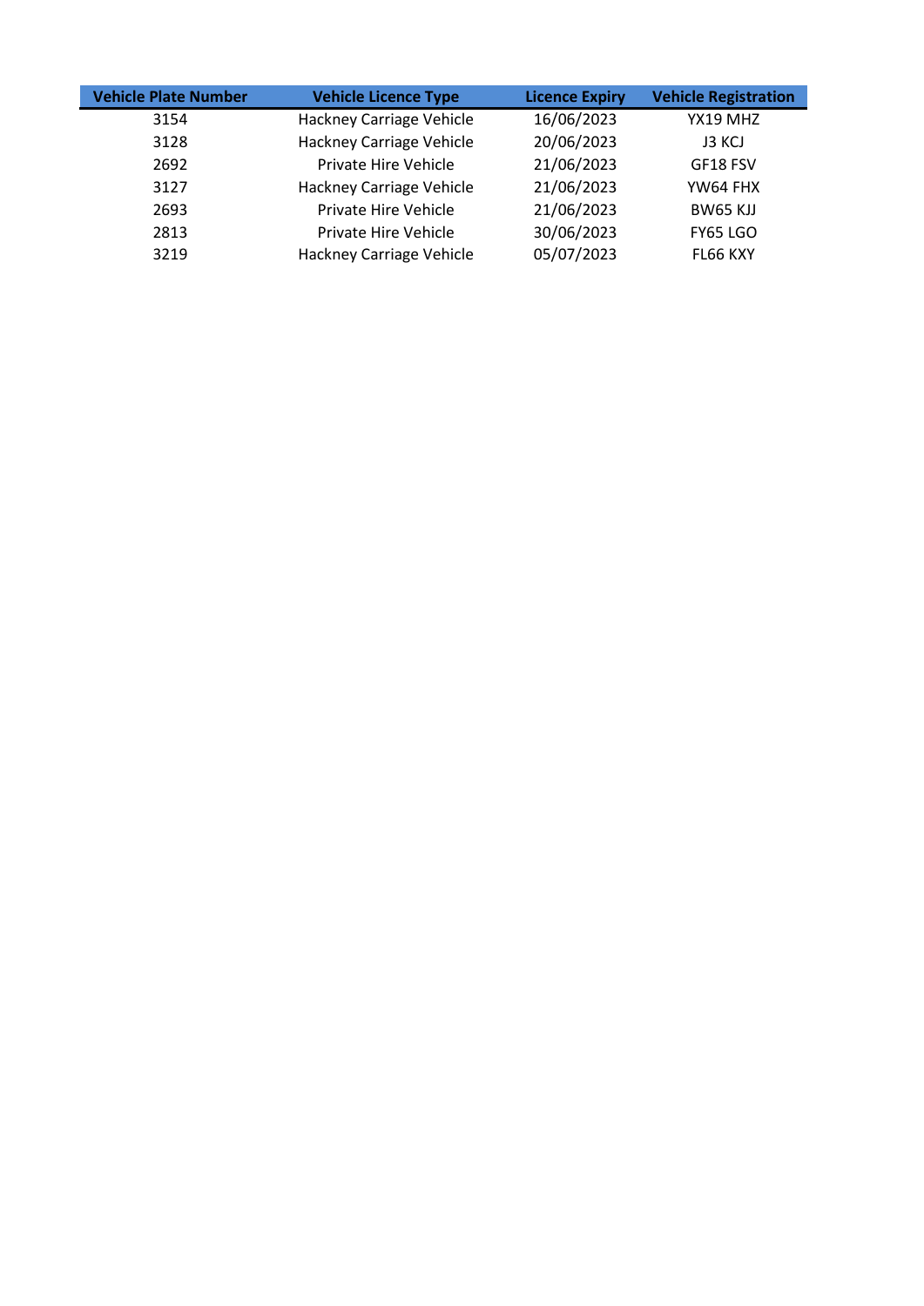| Vehicle Plate Number | Vehicle Licence Type | Licence Expiry | Vehicle Registration |
|---|---|---|---|
| 3154 | Hackney Carriage Vehicle | 16/06/2023 | YX19 MHZ |
| 3128 | Hackney Carriage Vehicle | 20/06/2023 | J3 KCJ |
| 2692 | Private Hire Vehicle | 21/06/2023 | GF18 FSV |
| 3127 | Hackney Carriage Vehicle | 21/06/2023 | YW64 FHX |
| 2693 | Private Hire Vehicle | 21/06/2023 | BW65 KJJ |
| 2813 | Private Hire Vehicle | 30/06/2023 | FY65 LGO |
| 3219 | Hackney Carriage Vehicle | 05/07/2023 | FL66 KXY |